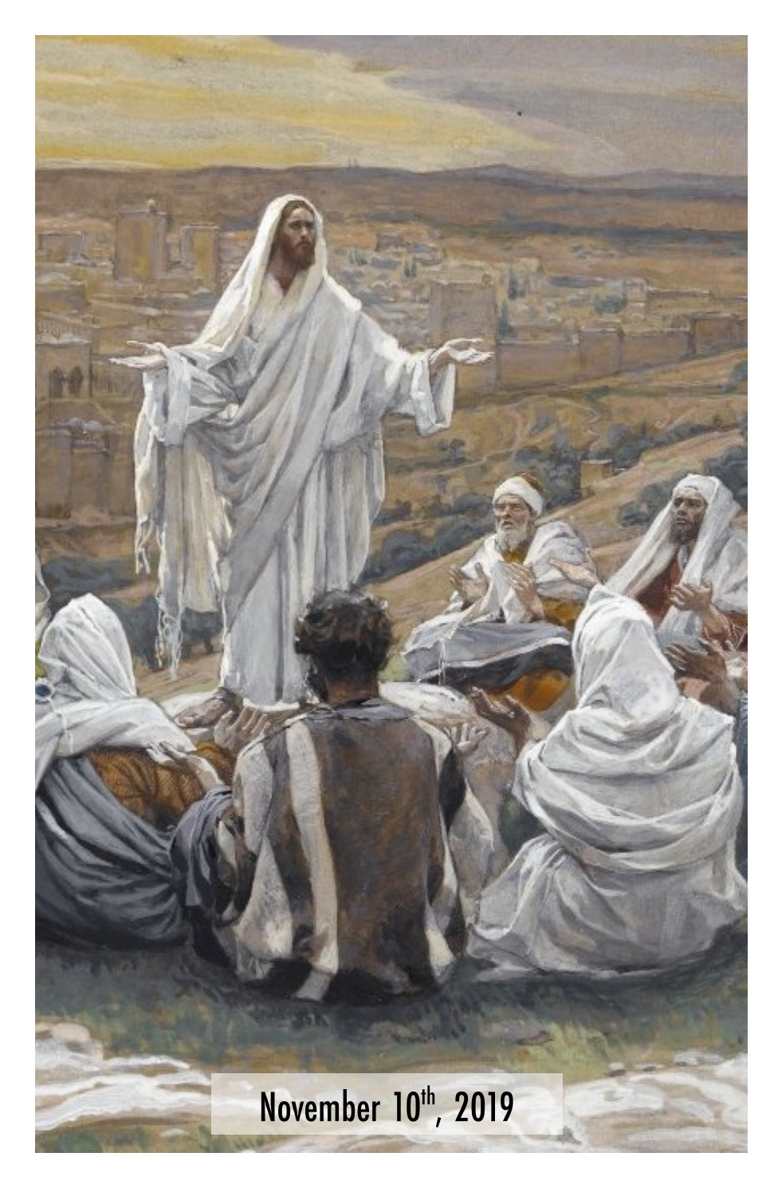November 10th, 2019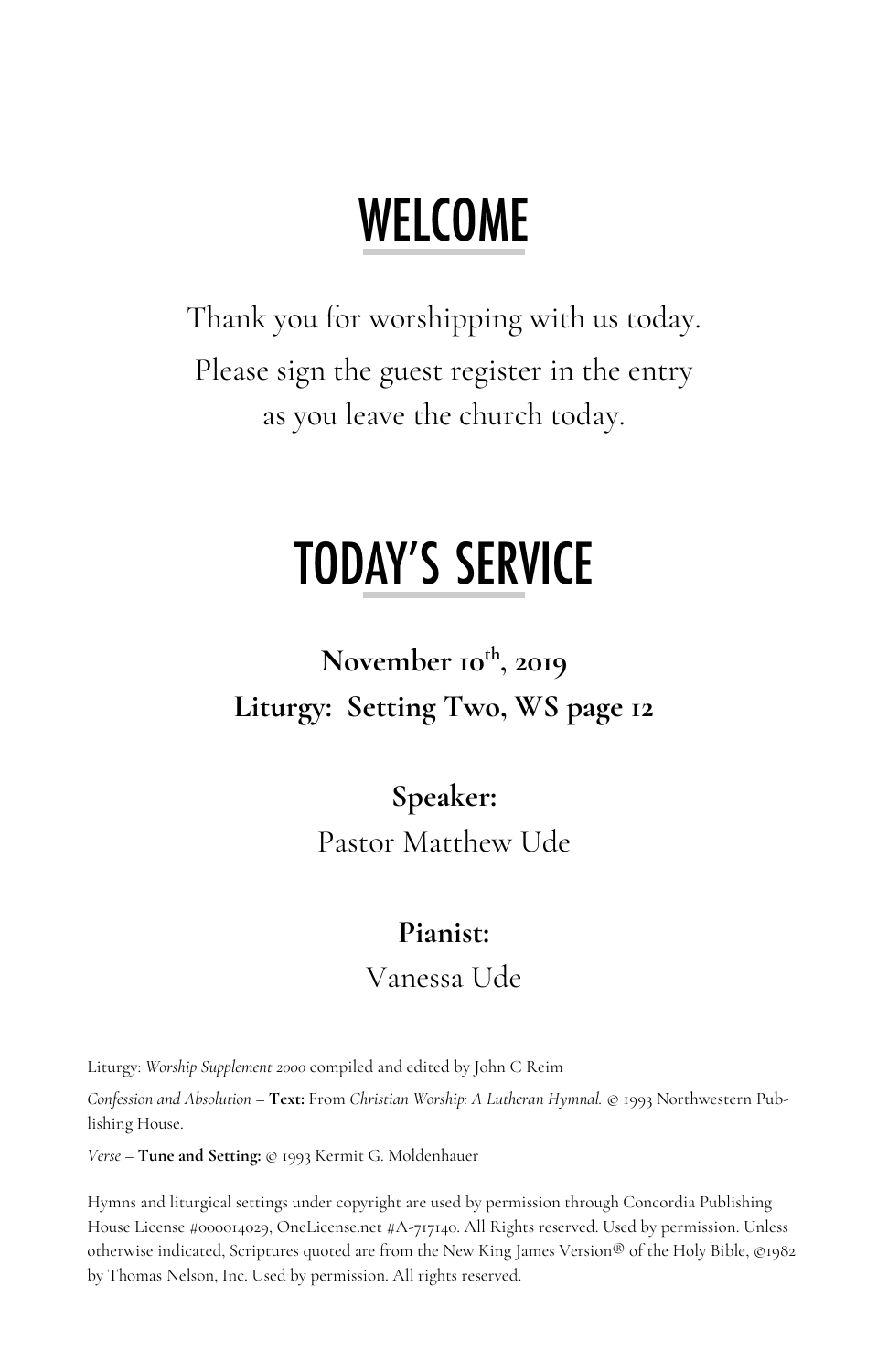# WELCOME

Thank you for worshipping with us today.
Please sign the guest register in the entry
as you leave the church today.

# TODAY'S SERVICE

**November 10th, 2019**
**Liturgy: Setting Two, WS page 12**

**Speaker:**
Pastor Matthew Ude

**Pianist:**
Vanessa Ude

Liturgy: *Worship Supplement 2000* compiled and edited by John C Reim

*Confession and Absolution* – **Text:** From *Christian Worship: A Lutheran Hymnal.* © 1993 Northwestern Publishing House.

*Verse* – **Tune and Setting:** © 1993 Kermit G. Moldenhauer

Hymns and liturgical settings under copyright are used by permission through Concordia Publishing House License #000014029, OneLicense.net #A-717140. All Rights reserved. Used by permission. Unless otherwise indicated, Scriptures quoted are from the New King James Version® of the Holy Bible, ©1982 by Thomas Nelson, Inc. Used by permission. All rights reserved.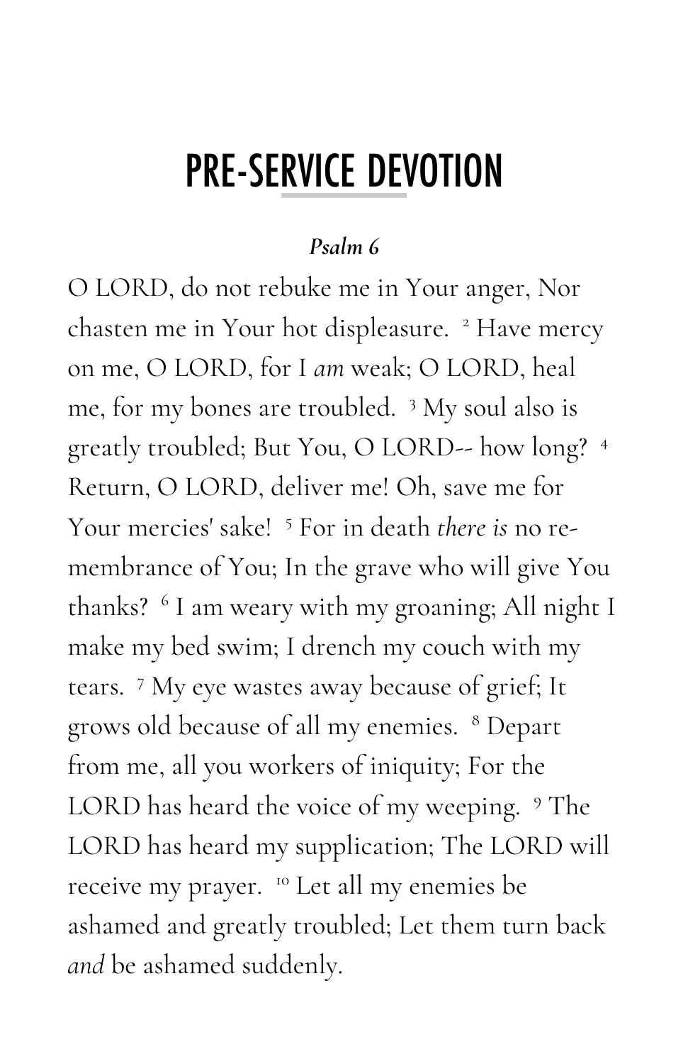# PRE-SERVICE DEVOTION

***Psalm 6***

O LORD, do not rebuke me in Your anger, Nor chasten me in Your hot displeasure. [2] Have mercy on me, O LORD, for I *am* weak; O LORD, heal me, for my bones are troubled. [3] My soul also is greatly troubled; But You, O LORD-- how long? [4] Return, O LORD, deliver me! Oh, save me for Your mercies' sake! [5] For in death *there is* no remembrance of You; In the grave who will give You thanks? [6] I am weary with my groaning; All night I make my bed swim; I drench my couch with my tears. [7] My eye wastes away because of grief; It grows old because of all my enemies. [8] Depart from me, all you workers of iniquity; For the LORD has heard the voice of my weeping. [9] The LORD has heard my supplication; The LORD will receive my prayer. [10] Let all my enemies be ashamed and greatly troubled; Let them turn back *and* be ashamed suddenly.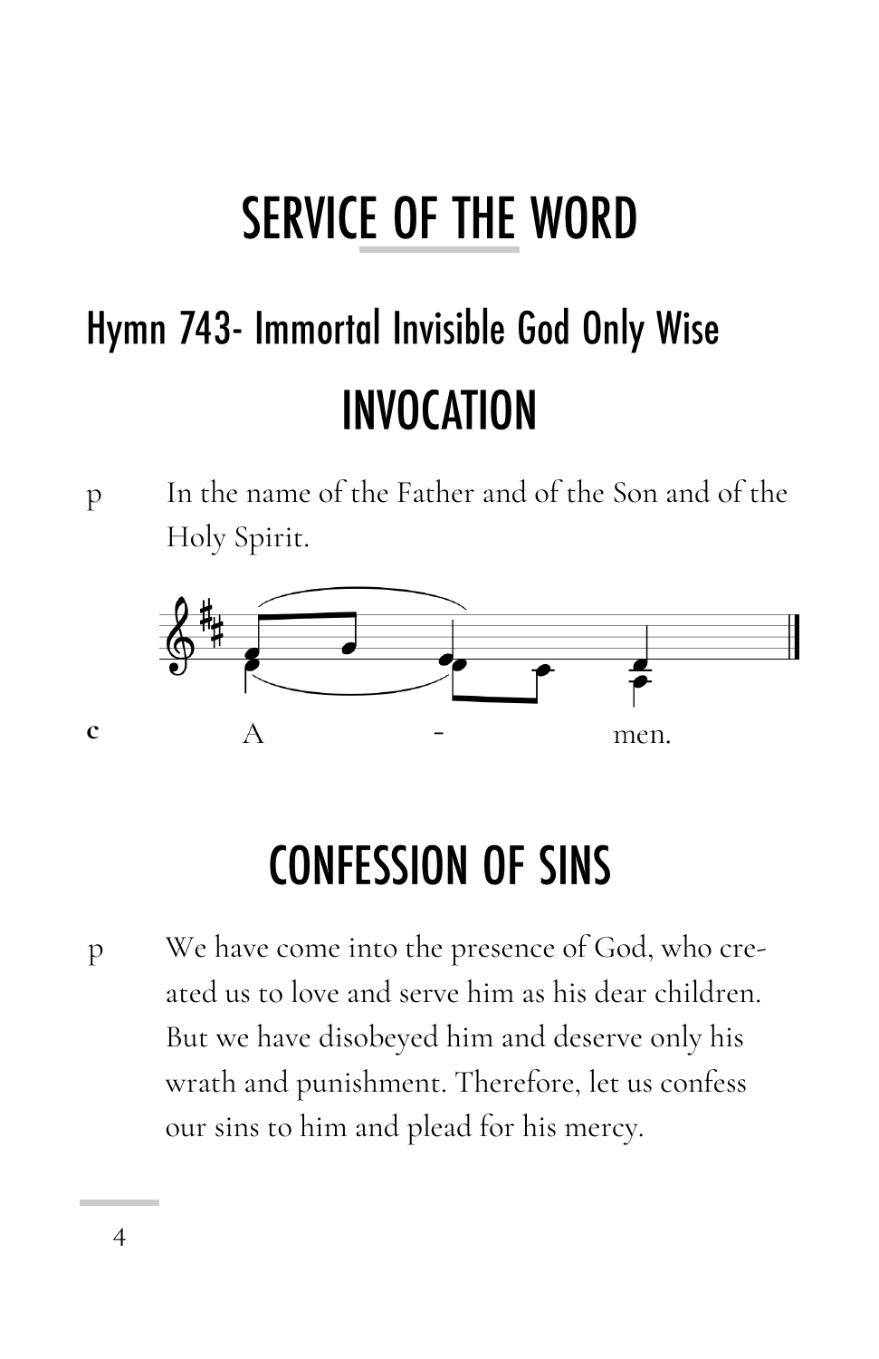# SERVICE OF THE WORD

## Hymn 743- Immortal Invisible God Only Wise

## INVOCATION

p In the name of the Father and of the Son and of the Holy Spirit.

**c** A - men.

## CONFESSION OF SINS

p We have come into the presence of God, who created us to love and serve him as his dear children. But we have disobeyed him and deserve only his wrath and punishment. Therefore, let us confess our sins to him and plead for his mercy.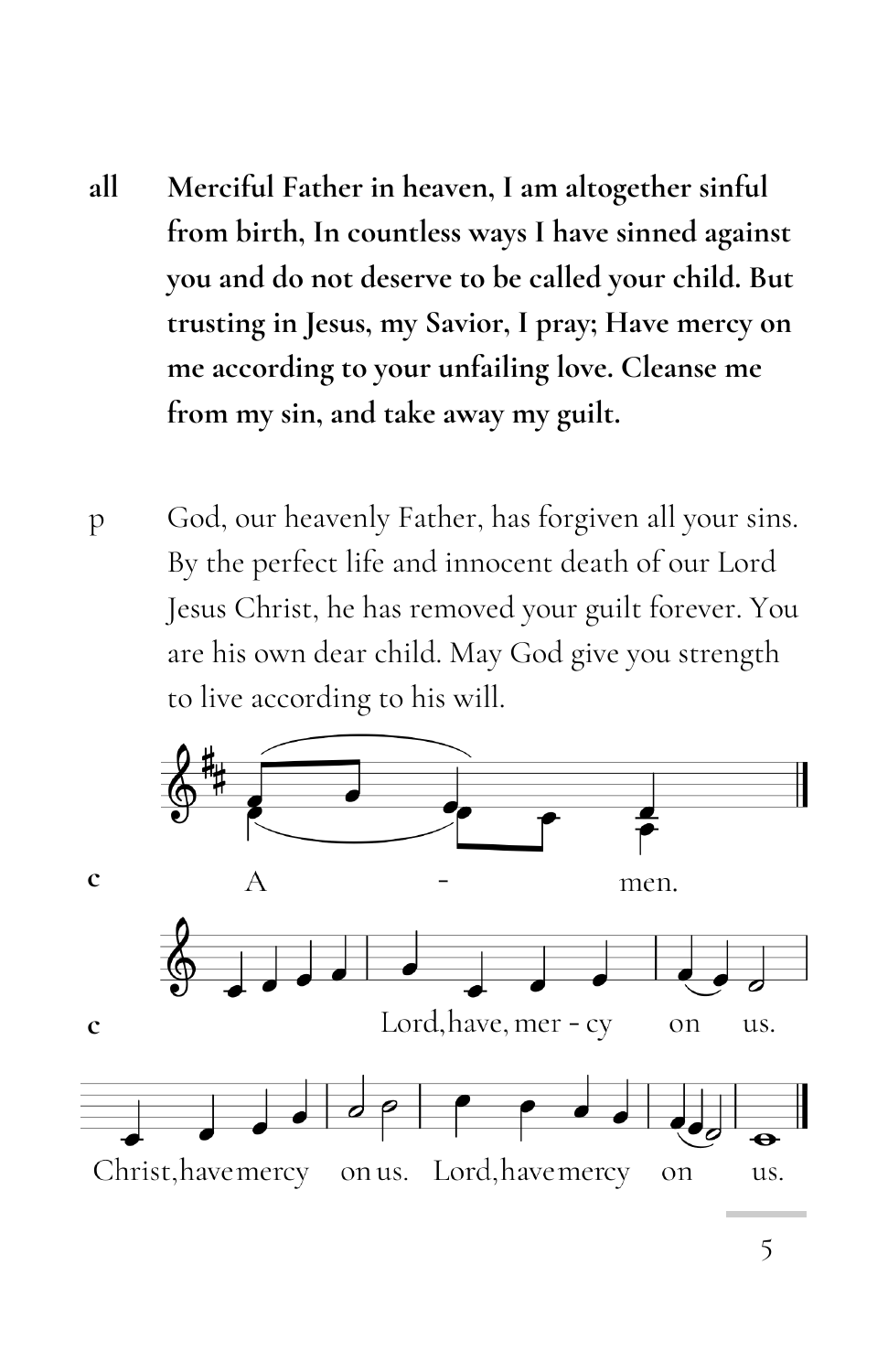**all** **Merciful Father in heaven, I am altogether sinful from birth, In countless ways I have sinned against you and do not deserve to be called your child. But trusting in Jesus, my Savior, I pray; Have mercy on me according to your unfailing love. Cleanse me from my sin, and take away my guilt.**

p God, our heavenly Father, has forgiven all your sins. By the perfect life and innocent death of our Lord Jesus Christ, he has removed your guilt forever. You are his own dear child. May God give you strength to live according to his will.

c A - men.

c Lord, have, mer - cy on us.

Christ, have mercy on us. Lord, have mercy on us.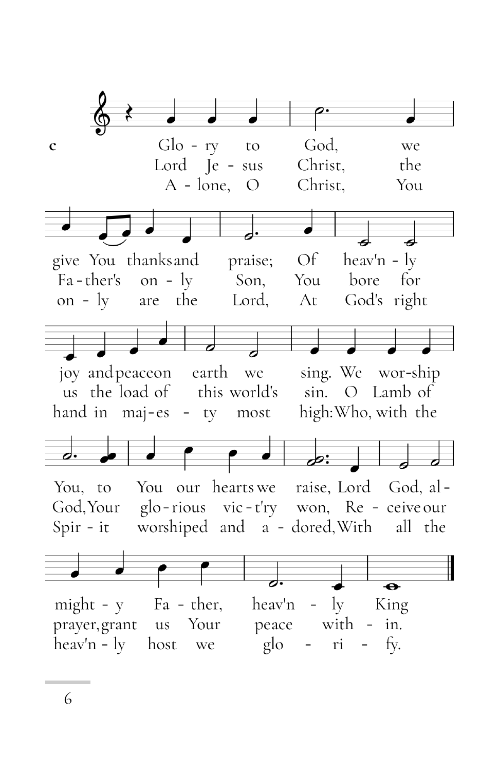c

Glo - ry to God, we give You thanks and praise; Of heav'n - ly joy and peace on earth we sing. We wor-ship You, to You our hearts we raise, Lord God, al - might - y Fa - ther, heav'n - ly King.

Lord Je - sus Christ, the Fa - ther's on - ly Son, You bore for us the load of this world's sin. O Lamb of God, Your glo - rious vic - t'ry won, Re - ceive our prayer, grant us Your peace with - in.

A - lone, O Christ, You on - ly are the Lord, At God's right hand in maj - es - ty most high: Who, with the Spir - it worshiped and a - dored, With all the heav'n - ly host we glo - ri - fy.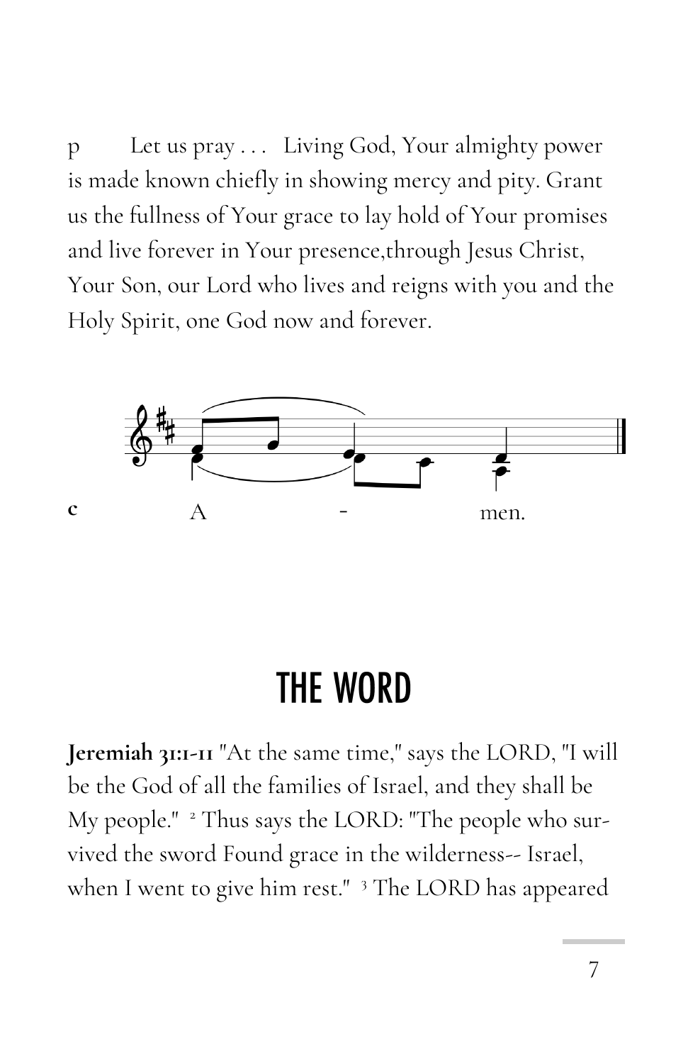p Let us pray . . . Living God, Your almighty power is made known chiefly in showing mercy and pity. Grant us the fullness of Your grace to lay hold of Your promises and live forever in Your presence,through Jesus Christ, Your Son, our Lord who lives and reigns with you and the Holy Spirit, one God now and forever.

**c** A - men.

# THE WORD

**Jeremiah 31:1-11** "At the same time," says the LORD, "I will be the God of all the families of Israel, and they shall be My people." [2] Thus says the LORD: "The people who survived the sword Found grace in the wilderness-- Israel, when I went to give him rest." [3] The LORD has appeared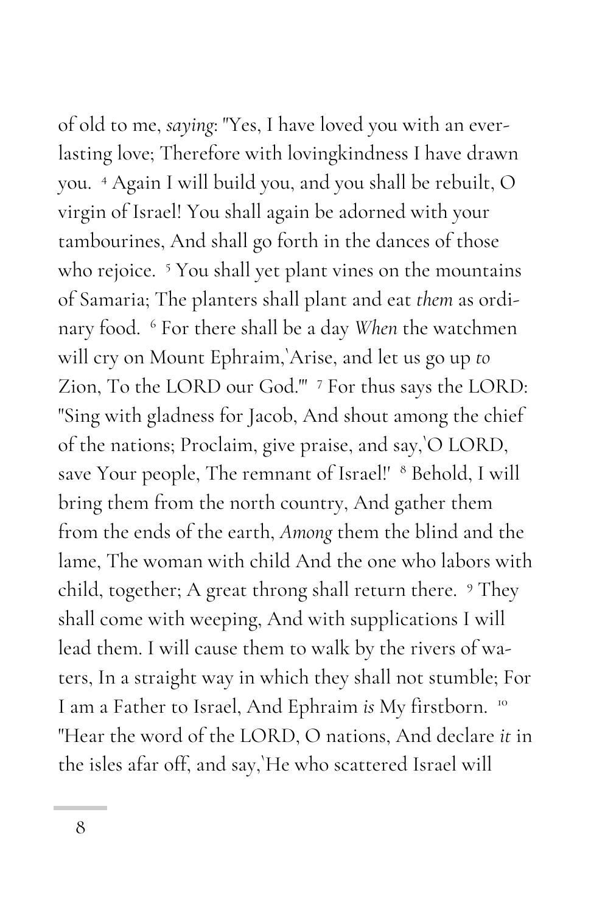of old to me, *saying*: "Yes, I have loved you with an everlasting love; Therefore with lovingkindness I have drawn you. [4] Again I will build you, and you shall be rebuilt, O virgin of Israel! You shall again be adorned with your tambourines, And shall go forth in the dances of those who rejoice. [5] You shall yet plant vines on the mountains of Samaria; The planters shall plant and eat *them* as ordinary food. [6] For there shall be a day *When* the watchmen will cry on Mount Ephraim,'Arise, and let us go up *to* Zion, To the LORD our God.'" [7] For thus says the LORD: "Sing with gladness for Jacob, And shout among the chief of the nations; Proclaim, give praise, and say,'O LORD, save Your people, The remnant of Israel!' [8] Behold, I will bring them from the north country, And gather them from the ends of the earth, *Among* them the blind and the lame, The woman with child And the one who labors with child, together; A great throng shall return there. [9] They shall come with weeping, And with supplications I will lead them. I will cause them to walk by the rivers of waters, In a straight way in which they shall not stumble; For I am a Father to Israel, And Ephraim *is* My firstborn. [10] "Hear the word of the LORD, O nations, And declare *it* in the isles afar off, and say,'He who scattered Israel will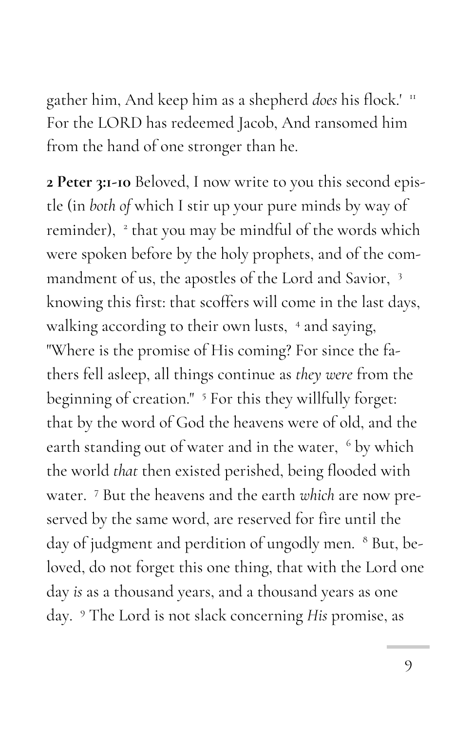gather him, And keep him as a shepherd *does* his flock.' [11] For the LORD has redeemed Jacob, And ransomed him from the hand of one stronger than he.

**2 Peter 3:1-10** Beloved, I now write to you this second epistle (in *both of* which I stir up your pure minds by way of reminder), [2] that you may be mindful of the words which were spoken before by the holy prophets, and of the commandment of us, the apostles of the Lord and Savior, [3] knowing this first: that scoffers will come in the last days, walking according to their own lusts, [4] and saying, "Where is the promise of His coming? For since the fathers fell asleep, all things continue as *they were* from the beginning of creation." [5] For this they willfully forget: that by the word of God the heavens were of old, and the earth standing out of water and in the water, [6] by which the world *that* then existed perished, being flooded with water. [7] But the heavens and the earth *which* are now preserved by the same word, are reserved for fire until the day of judgment and perdition of ungodly men. [8] But, beloved, do not forget this one thing, that with the Lord one day *is* as a thousand years, and a thousand years as one day. [9] The Lord is not slack concerning *His* promise, as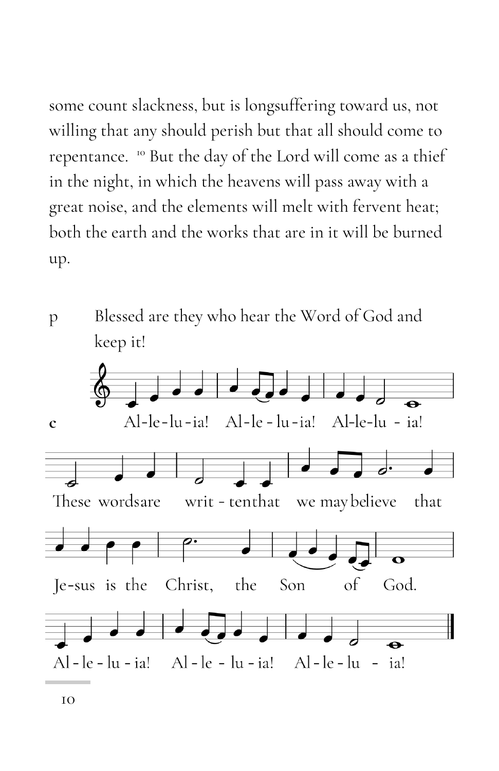some count slackness, but is longsuffering toward us, not willing that any should perish but that all should come to repentance. [10] But the day of the Lord will come as a thief in the night, in which the heavens will pass away with a great noise, and the elements will melt with fervent heat; both the earth and the works that are in it will be burned up.

p Blessed are they who hear the Word of God and keep it!

c Al-le-lu-ia! Al-le-lu-ia! Al-le-lu-ia!

These words are writ-ten that we may believe that Je-sus is the Christ, the Son of God.

Al-le-lu-ia! Al-le-lu-ia! Al-le-lu-ia!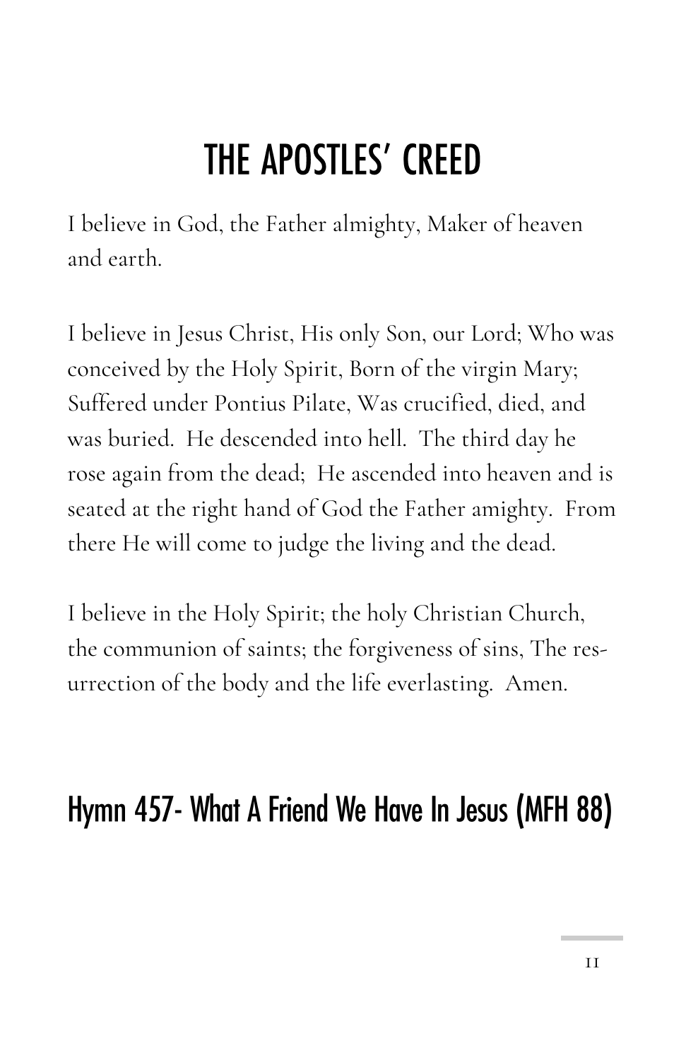# THE APOSTLES' CREED

I believe in God, the Father almighty, Maker of heaven and earth.

I believe in Jesus Christ, His only Son, our Lord; Who was conceived by the Holy Spirit, Born of the virgin Mary; Suffered under Pontius Pilate, Was crucified, died, and was buried. He descended into hell. The third day he rose again from the dead; He ascended into heaven and is seated at the right hand of God the Father amighty. From there He will come to judge the living and the dead.

I believe in the Holy Spirit; the holy Christian Church, the communion of saints; the forgiveness of sins, The resurrection of the body and the life everlasting. Amen.

## Hymn 457- What A Friend We Have In Jesus (MFH 88)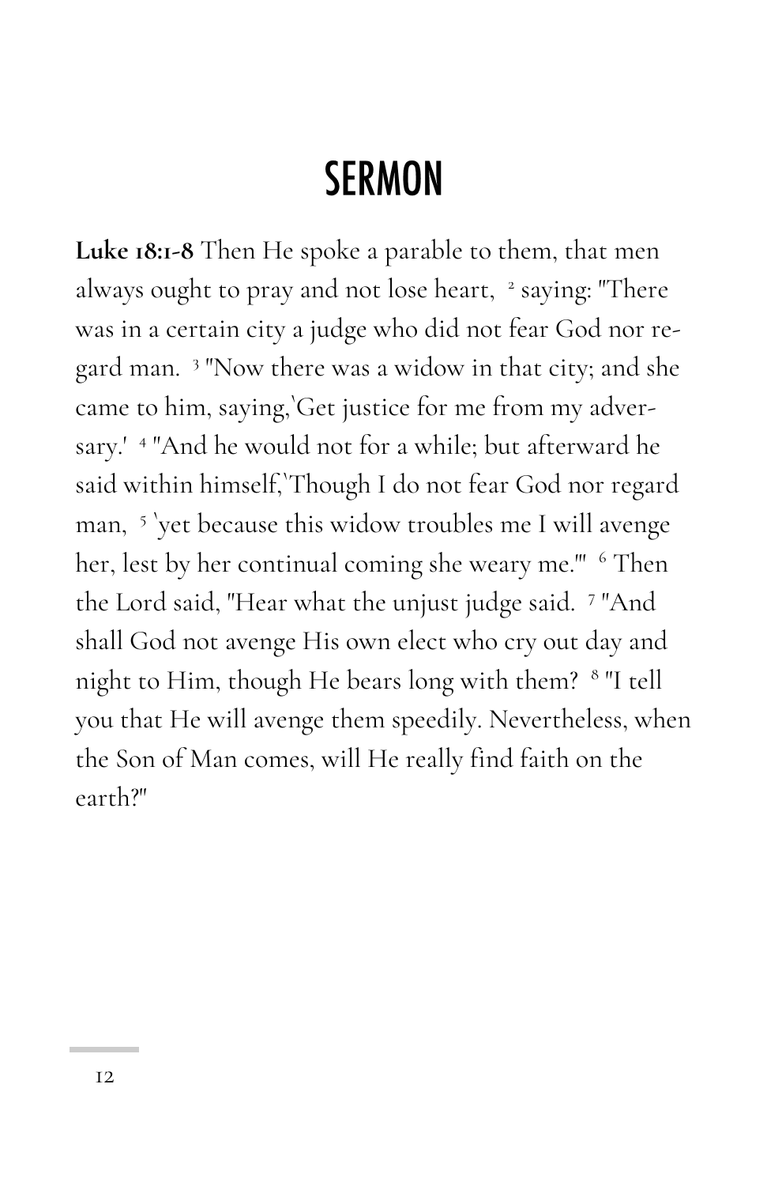# SERMON

**Luke 18:1-8** Then He spoke a parable to them, that men always ought to pray and not lose heart, [2] saying: "There was in a certain city a judge who did not fear God nor regard man. [3] "Now there was a widow in that city; and she came to him, saying,'Get justice for me from my adversary.' [4] "And he would not for a while; but afterward he said within himself,'Though I do not fear God nor regard man, [5] 'yet because this widow troubles me I will avenge her, lest by her continual coming she weary me.'" [6] Then the Lord said, "Hear what the unjust judge said. [7] "And shall God not avenge His own elect who cry out day and night to Him, though He bears long with them? [8] "I tell you that He will avenge them speedily. Nevertheless, when the Son of Man comes, will He really find faith on the earth?"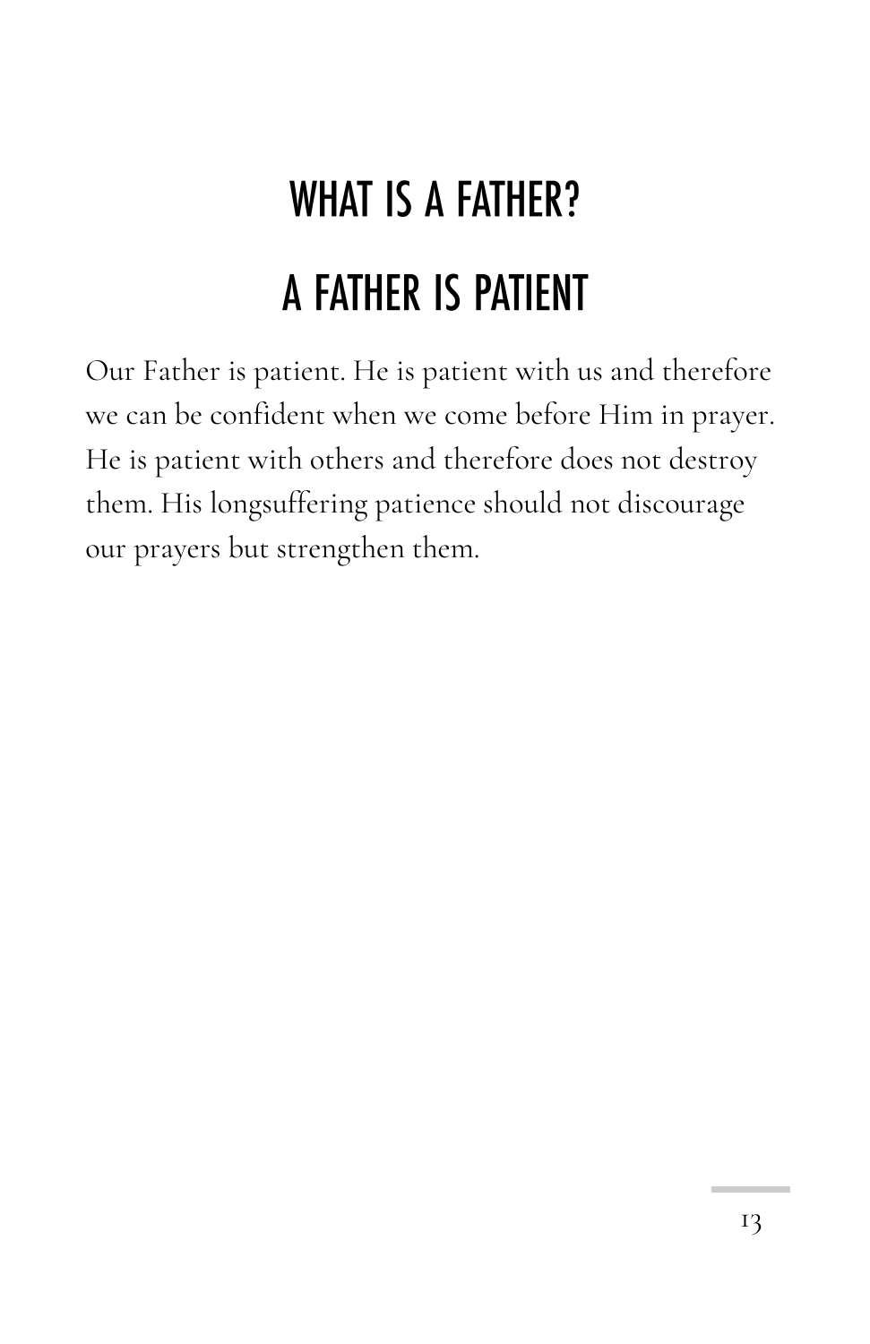# WHAT IS A FATHER?

## A FATHER IS PATIENT

Our Father is patient. He is patient with us and therefore we can be confident when we come before Him in prayer. He is patient with others and therefore does not destroy them. His longsuffering patience should not discourage our prayers but strengthen them.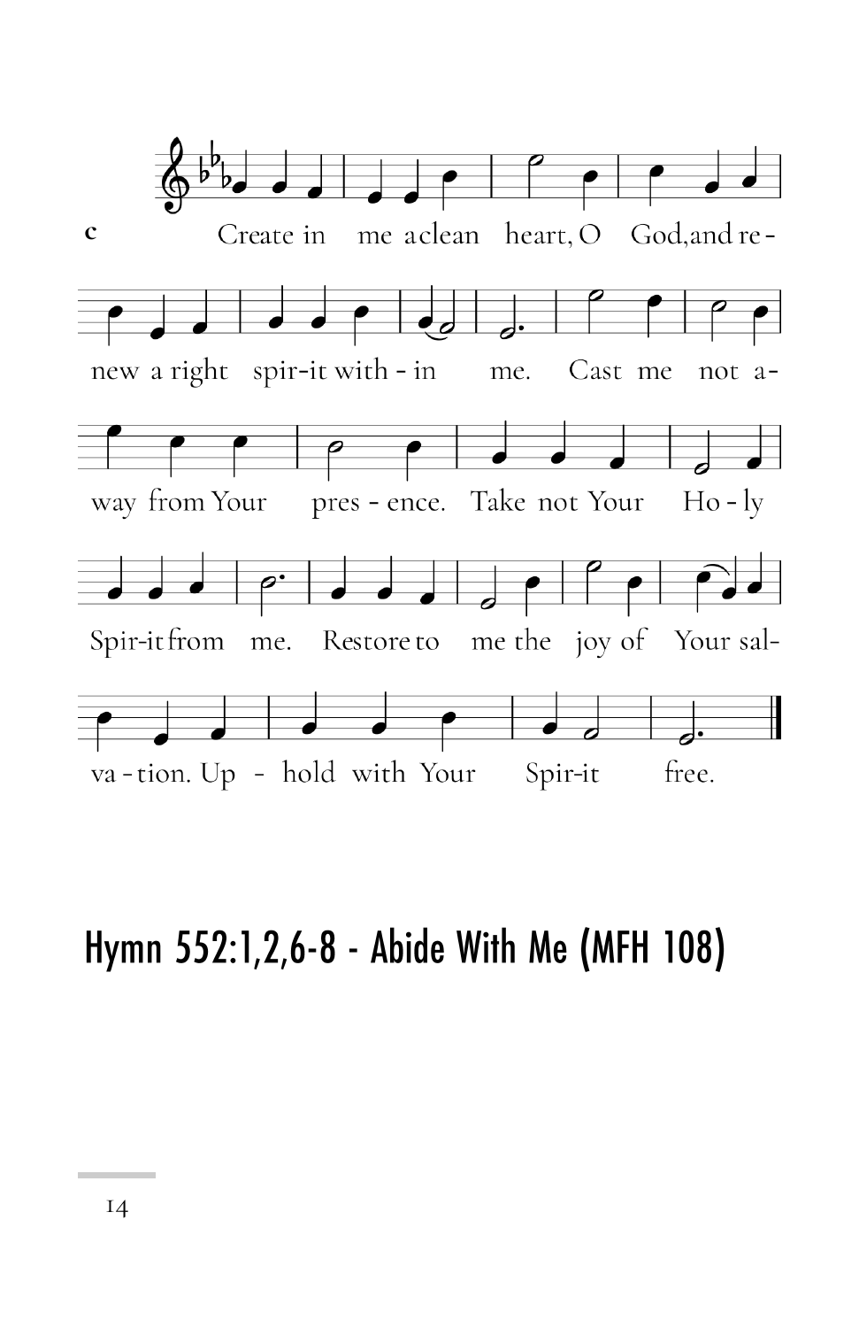c

Create in me a clean heart, O God, and renew a right spirit within me. Cast me not away from Your presence. Take not Your Holy Spirit from me. Restore to me the joy of Your salvation. Uphold with Your Spirit free.

## Hymn 552:1,2,6-8 - Abide With Me (MFH 108)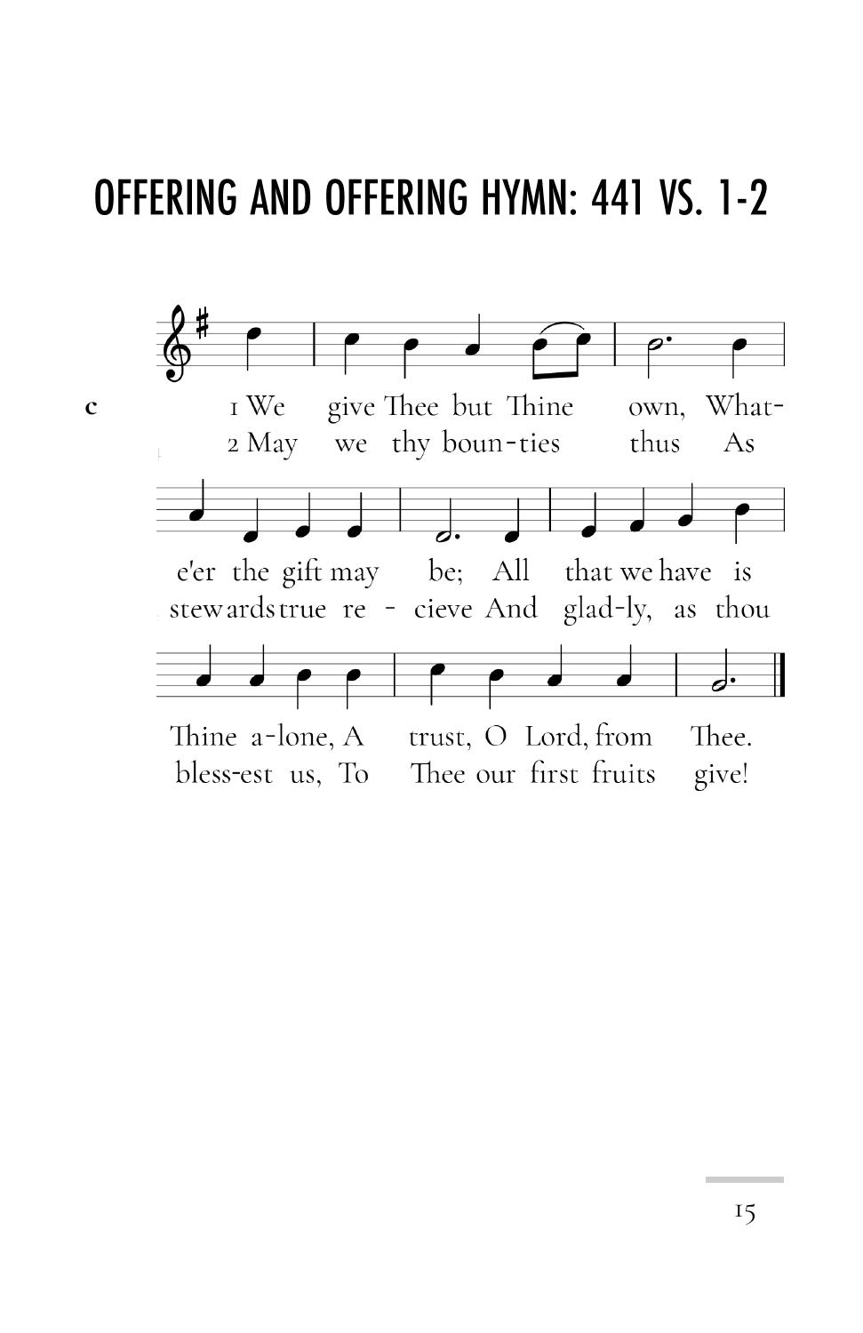# OFFERING AND OFFERING HYMN: 441 VS. 1-2

c

1 We give Thee but Thine own, What-e'er the gift may be; All that we have is Thine a-lone, A trust, O Lord, from Thee.

2 May we thy boun-ties thus As stewards true re - cieve And glad-ly, as thou bless-est us, To Thee our first fruits give!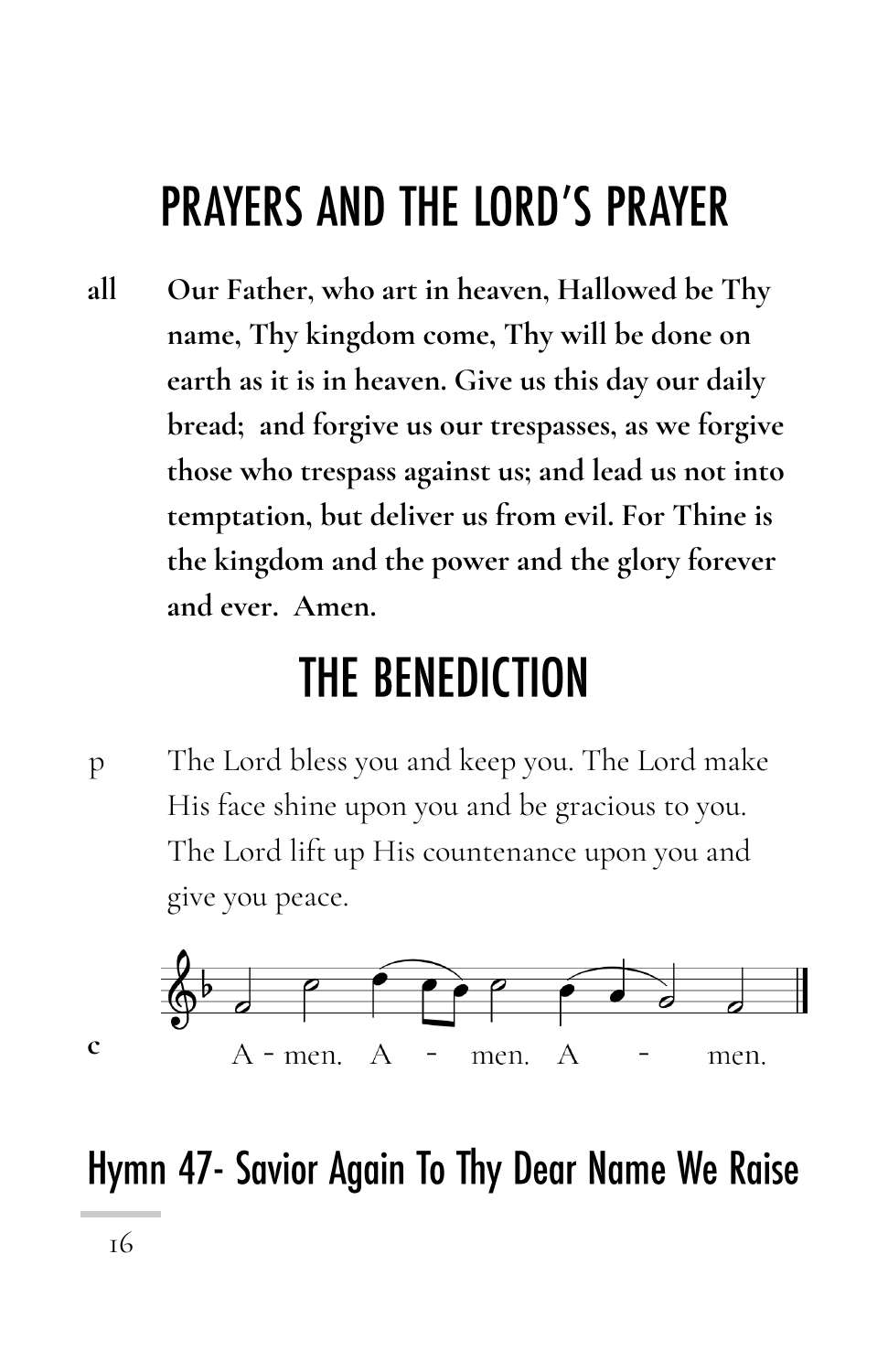# PRAYERS AND THE LORD'S PRAYER

**all** **Our Father, who art in heaven, Hallowed be Thy name, Thy kingdom come, Thy will be done on earth as it is in heaven. Give us this day our daily bread; and forgive us our trespasses, as we forgive those who trespass against us; and lead us not into temptation, but deliver us from evil. For Thine is the kingdom and the power and the glory forever and ever. Amen.**

# THE BENEDICTION

p The Lord bless you and keep you. The Lord make His face shine upon you and be gracious to you. The Lord lift up His countenance upon you and give you peace.

**c** A - men. A - men. A - men.

## Hymn 47- Savior Again To Thy Dear Name We Raise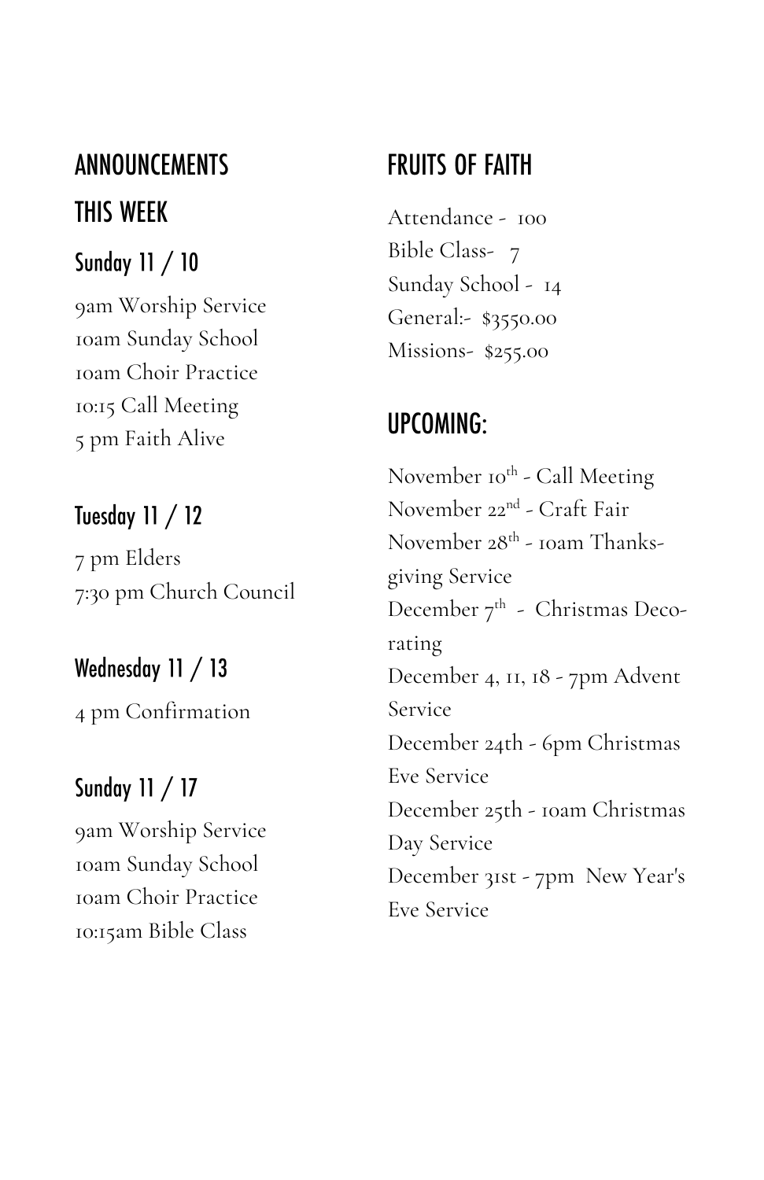## ANNOUNCEMENTS

## THIS WEEK

### Sunday 11 / 10

9am Worship Service
10am Sunday School
10am Choir Practice
10:15 Call Meeting
5 pm Faith Alive

### Tuesday 11 / 12

7 pm Elders
7:30 pm Church Council

### Wednesday 11 / 13

4 pm Confirmation

### Sunday 11 / 17

9am Worship Service
10am Sunday School
10am Choir Practice
10:15am Bible Class

## FRUITS OF FAITH

Attendance - 100
Bible Class- 7
Sunday School - 14
General:- $3550.00
Missions- $255.00

## UPCOMING:

November 10th - Call Meeting
November 22nd - Craft Fair
November 28th - 10am Thanksgiving Service
December 7th - Christmas Decorating
December 4, 11, 18 - 7pm Advent Service
December 24th - 6pm Christmas Eve Service
December 25th - 10am Christmas Day Service
December 31st - 7pm New Year's Eve Service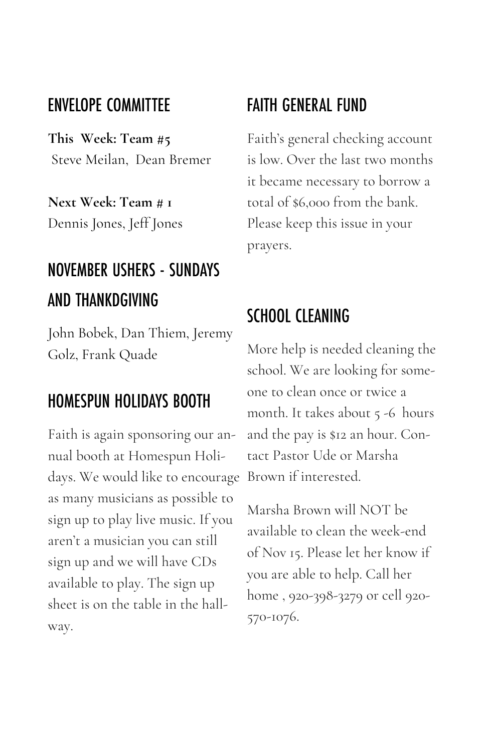## ENVELOPE COMMITTEE

**This Week: Team #5**
Steve Meilan, Dean Bremer

**Next Week: Team # 1**
Dennis Jones, Jeff Jones

## NOVEMBER USHERS - SUNDAYS AND THANKDGIVING

John Bobek, Dan Thiem, Jeremy Golz, Frank Quade

## HOMESPUN HOLIDAYS BOOTH

Faith is again sponsoring our annual booth at Homespun Holidays. We would like to encourage as many musicians as possible to sign up to play live music. If you aren't a musician you can still sign up and we will have CDs available to play. The sign up sheet is on the table in the hallway.

## FAITH GENERAL FUND

Faith's general checking account is low. Over the last two months it became necessary to borrow a total of $6,000 from the bank. Please keep this issue in your prayers.

## SCHOOL CLEANING

More help is needed cleaning the school. We are looking for someone to clean once or twice a month. It takes about 5 -6 hours and the pay is $12 an hour. Contact Pastor Ude or Marsha Brown if interested.

Marsha Brown will NOT be available to clean the week-end of Nov 15. Please let her know if you are able to help. Call her home , 920-398-3279 or cell 920-570-1076.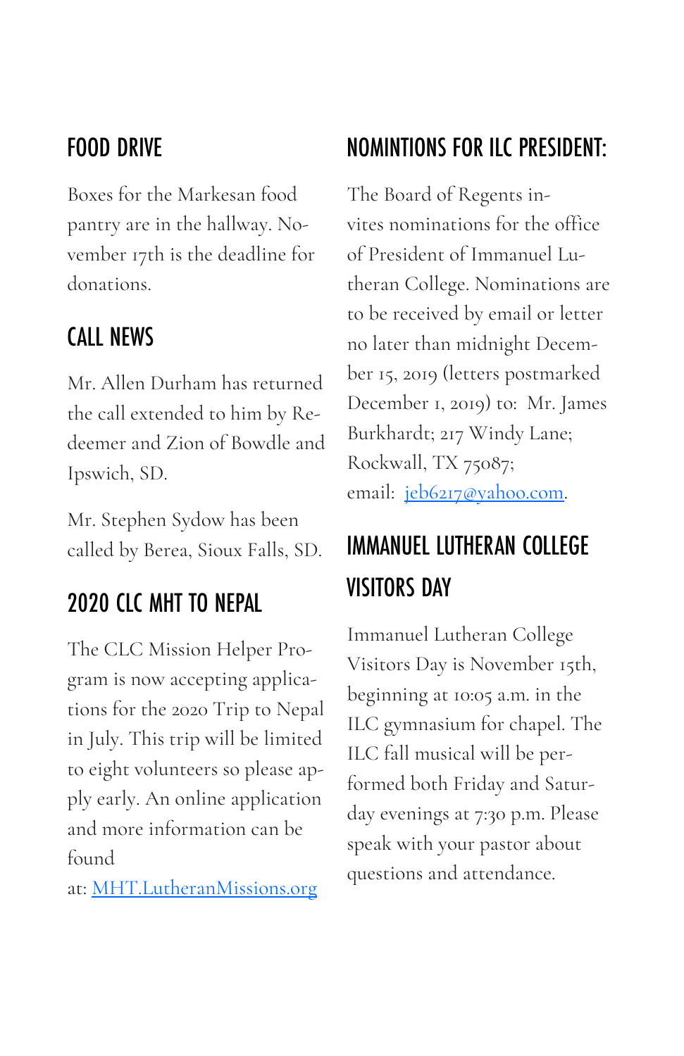## FOOD DRIVE

Boxes for the Markesan food pantry are in the hallway. November 17th is the deadline for donations.

## CALL NEWS

Mr. Allen Durham has returned the call extended to him by Redeemer and Zion of Bowdle and Ipswich, SD.

Mr. Stephen Sydow has been called by Berea, Sioux Falls, SD.

## 2020 CLC MHT TO NEPAL

The CLC Mission Helper Program is now accepting applications for the 2020 Trip to Nepal in July. This trip will be limited to eight volunteers so please apply early. An online application and more information can be found at: [MHT.LutheranMissions.org](MHT.LutheranMissions.org)

## NOMINTIONS FOR ILC PRESIDENT:

The Board of Regents invites nominations for the office of President of Immanuel Lutheran College. Nominations are to be received by email or letter no later than midnight December 15, 2019 (letters postmarked December 1, 2019) to: Mr. James Burkhardt; 217 Windy Lane; Rockwall, TX 75087; email: [jeb6217@yahoo.com](mailto:jeb6217@yahoo.com).

## IMMANUEL LUTHERAN COLLEGE VISITORS DAY

Immanuel Lutheran College Visitors Day is November 15th, beginning at 10:05 a.m. in the ILC gymnasium for chapel. The ILC fall musical will be performed both Friday and Saturday evenings at 7:30 p.m. Please speak with your pastor about questions and attendance.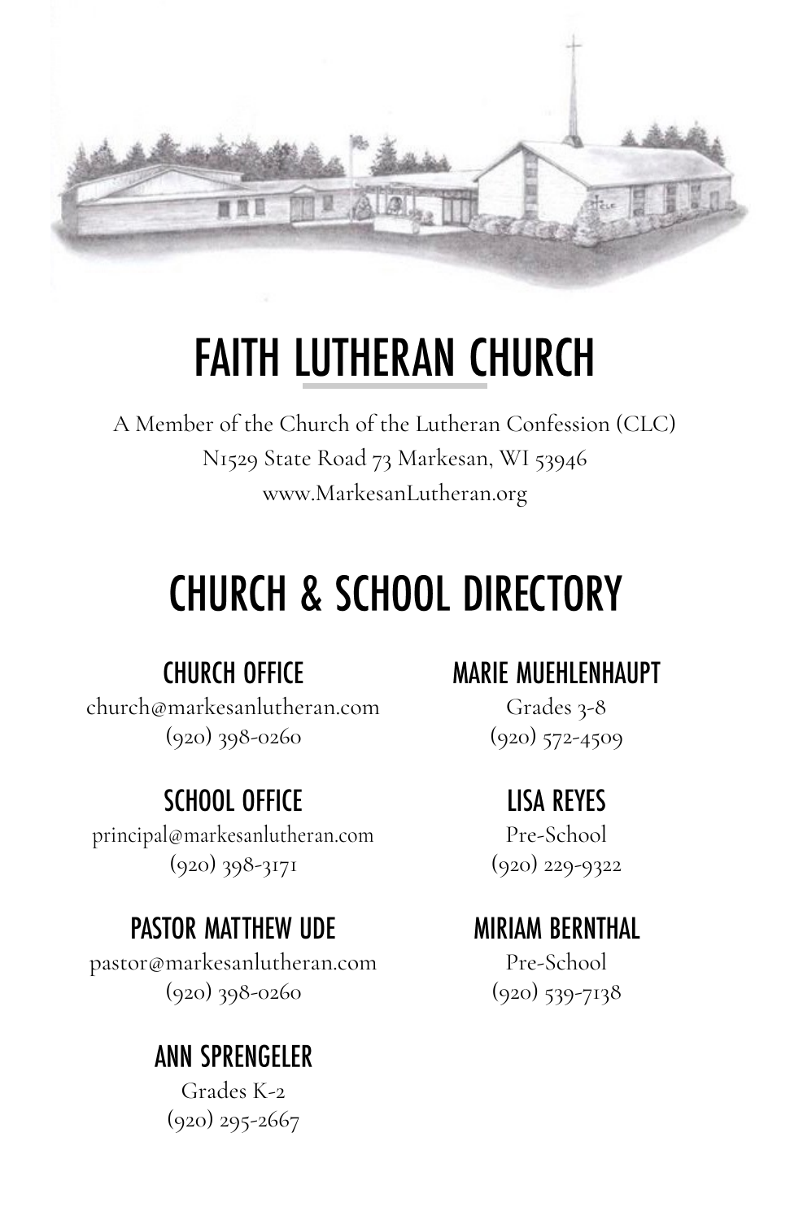# FAITH LUTHERAN CHURCH

A Member of the Church of the Lutheran Confession (CLC)
N1529 State Road 73 Markesan, WI 53946
www.MarkesanLutheran.org

## CHURCH & SCHOOL DIRECTORY

### CHURCH OFFICE

church@markesanlutheran.com
(920) 398-0260

### SCHOOL OFFICE

principal@markesanlutheran.com
(920) 398-3171

### PASTOR MATTHEW UDE

pastor@markesanlutheran.com
(920) 398-0260

### ANN SPRENGELER

Grades K-2
(920) 295-2667

### MARIE MUEHLENHAUPT

Grades 3-8
(920) 572-4509

### LISA REYES

Pre-School
(920) 229-9322

### MIRIAM BERNTHAL

Pre-School
(920) 539-7138